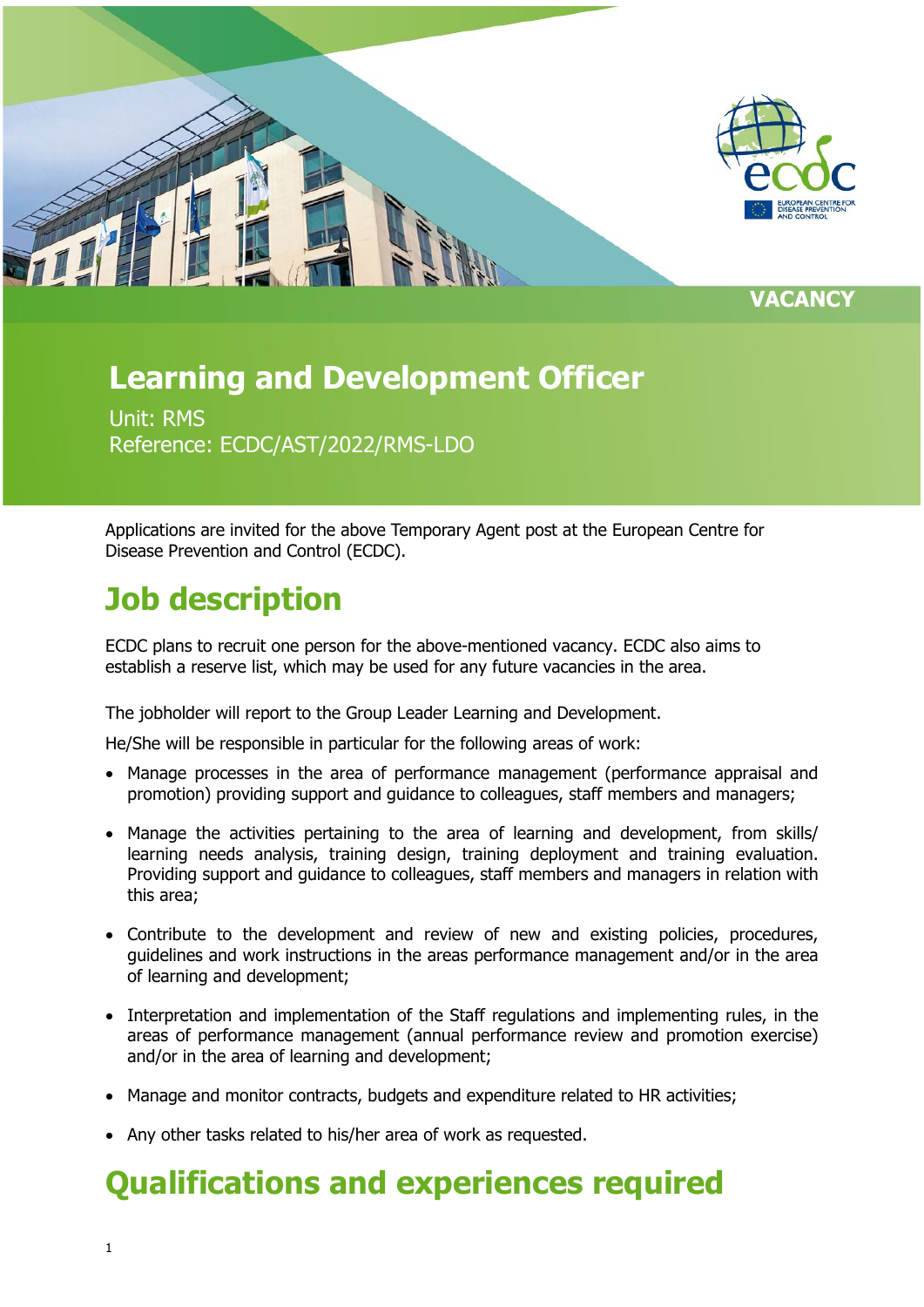VACANCY

# Learning and Development Officer

Unit: RMS
Reference: ECDC/AST/2022/RMS-LDO

Applications are invited for the above Temporary Agent post at the European Centre for Disease Prevention and Control (ECDC).

## Job description

ECDC plans to recruit one person for the above-mentioned vacancy. ECDC also aims to establish a reserve list, which may be used for any future vacancies in the area.

The jobholder will report to the Group Leader Learning and Development.

He/She will be responsible in particular for the following areas of work:

- Manage processes in the area of performance management (performance appraisal and promotion) providing support and guidance to colleagues, staff members and managers;
- Manage the activities pertaining to the area of learning and development, from skills/ learning needs analysis, training design, training deployment and training evaluation. Providing support and guidance to colleagues, staff members and managers in relation with this area;
- Contribute to the development and review of new and existing policies, procedures, guidelines and work instructions in the areas performance management and/or in the area of learning and development;
- Interpretation and implementation of the Staff regulations and implementing rules, in the areas of performance management (annual performance review and promotion exercise) and/or in the area of learning and development;
- Manage and monitor contracts, budgets and expenditure related to HR activities;
- Any other tasks related to his/her area of work as requested.

## Qualifications and experiences required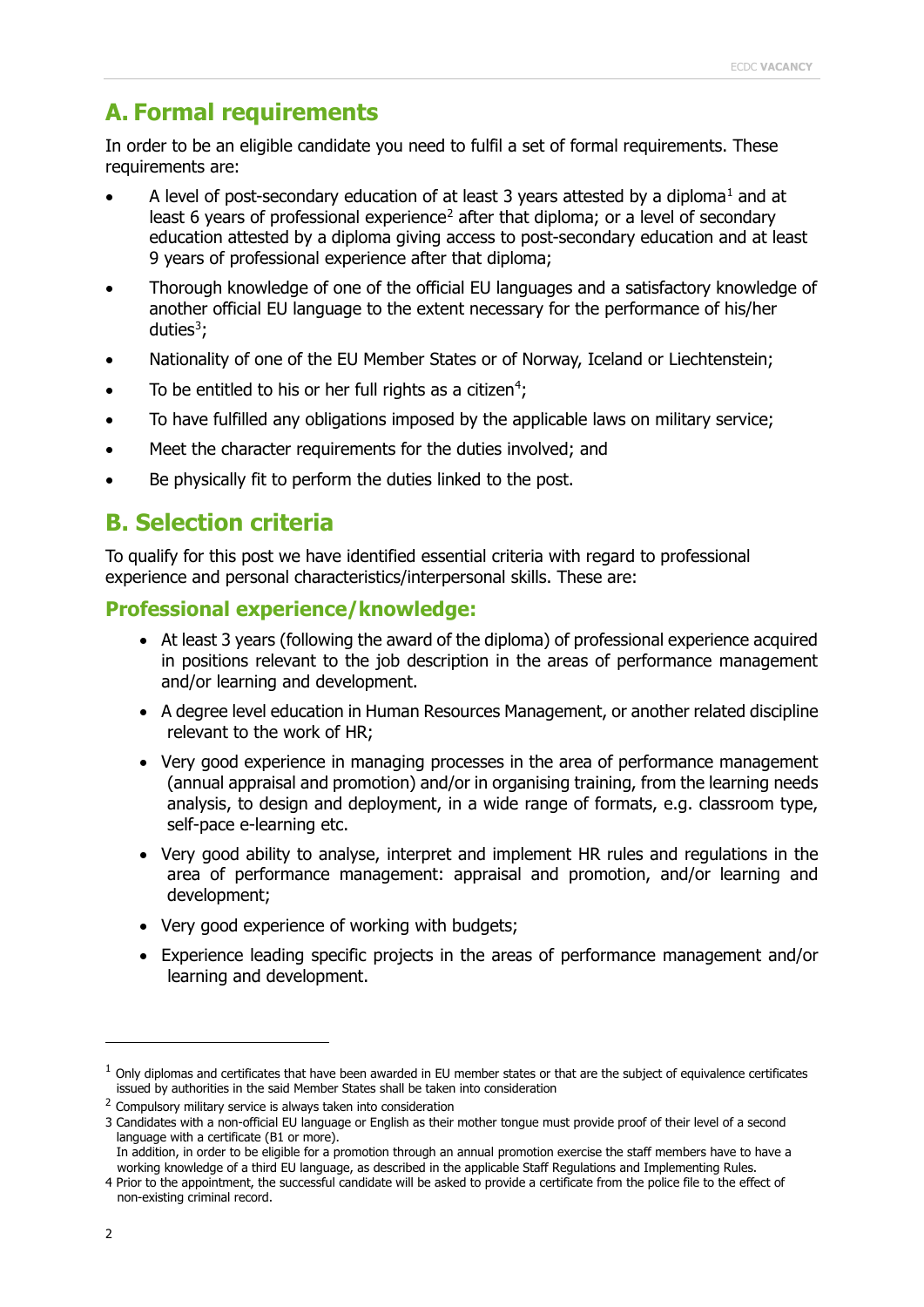## A. Formal requirements

In order to be an eligible candidate you need to fulfil a set of formal requirements. These requirements are:

- A level of post-secondary education of at least 3 years attested by a diploma[1] and at least 6 years of professional experience[2] after that diploma; or a level of secondary education attested by a diploma giving access to post-secondary education and at least 9 years of professional experience after that diploma;
- Thorough knowledge of one of the official EU languages and a satisfactory knowledge of another official EU language to the extent necessary for the performance of his/her duties[3];
- Nationality of one of the EU Member States or of Norway, Iceland or Liechtenstein;
- To be entitled to his or her full rights as a citizen[4];
- To have fulfilled any obligations imposed by the applicable laws on military service;
- Meet the character requirements for the duties involved; and
- Be physically fit to perform the duties linked to the post.

## B. Selection criteria

To qualify for this post we have identified essential criteria with regard to professional experience and personal characteristics/interpersonal skills. These are:

### Professional experience/knowledge:

- At least 3 years (following the award of the diploma) of professional experience acquired in positions relevant to the job description in the areas of performance management and/or learning and development.
- A degree level education in Human Resources Management, or another related discipline relevant to the work of HR;
- Very good experience in managing processes in the area of performance management (annual appraisal and promotion) and/or in organising training, from the learning needs analysis, to design and deployment, in a wide range of formats, e.g. classroom type, self-pace e-learning etc.
- Very good ability to analyse, interpret and implement HR rules and regulations in the area of performance management: appraisal and promotion, and/or learning and development;
- Very good experience of working with budgets;
- Experience leading specific projects in the areas of performance management and/or learning and development.

---

[1] Only diplomas and certificates that have been awarded in EU member states or that are the subject of equivalence certificates issued by authorities in the said Member States shall be taken into consideration

[2] Compulsory military service is always taken into consideration

[3] Candidates with a non-official EU language or English as their mother tongue must provide proof of their level of a second language with a certificate (B1 or more).
In addition, in order to be eligible for a promotion through an annual promotion exercise the staff members have to have a working knowledge of a third EU language, as described in the applicable Staff Regulations and Implementing Rules.

[4] Prior to the appointment, the successful candidate will be asked to provide a certificate from the police file to the effect of non-existing criminal record.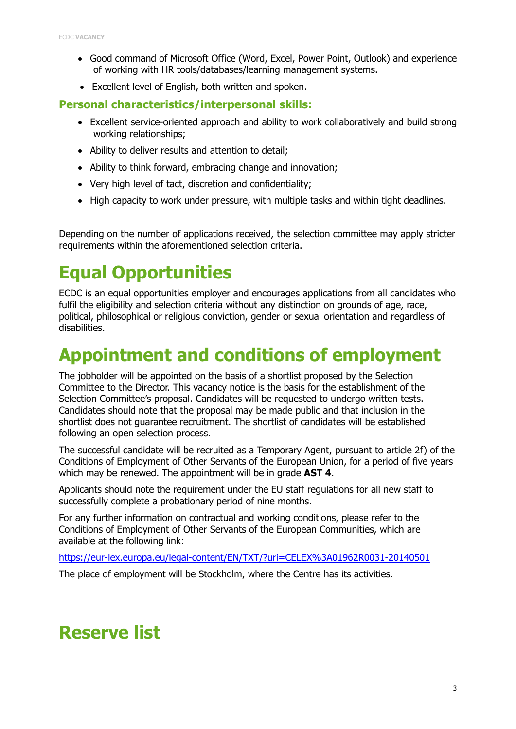- Good command of Microsoft Office (Word, Excel, Power Point, Outlook) and experience of working with HR tools/databases/learning management systems.
- Excellent level of English, both written and spoken.

### Personal characteristics/interpersonal skills:

- Excellent service-oriented approach and ability to work collaboratively and build strong working relationships;
- Ability to deliver results and attention to detail;
- Ability to think forward, embracing change and innovation;
- Very high level of tact, discretion and confidentiality;
- High capacity to work under pressure, with multiple tasks and within tight deadlines.

Depending on the number of applications received, the selection committee may apply stricter requirements within the aforementioned selection criteria.

# Equal Opportunities

ECDC is an equal opportunities employer and encourages applications from all candidates who fulfil the eligibility and selection criteria without any distinction on grounds of age, race, political, philosophical or religious conviction, gender or sexual orientation and regardless of disabilities.

# Appointment and conditions of employment

The jobholder will be appointed on the basis of a shortlist proposed by the Selection Committee to the Director. This vacancy notice is the basis for the establishment of the Selection Committee's proposal. Candidates will be requested to undergo written tests. Candidates should note that the proposal may be made public and that inclusion in the shortlist does not guarantee recruitment. The shortlist of candidates will be established following an open selection process.

The successful candidate will be recruited as a Temporary Agent, pursuant to article 2f) of the Conditions of Employment of Other Servants of the European Union, for a period of five years which may be renewed. The appointment will be in grade **AST 4**.

Applicants should note the requirement under the EU staff regulations for all new staff to successfully complete a probationary period of nine months.

For any further information on contractual and working conditions, please refer to the Conditions of Employment of Other Servants of the European Communities, which are available at the following link:

https://eur-lex.europa.eu/legal-content/EN/TXT/?uri=CELEX%3A01962R0031-20140501

The place of employment will be Stockholm, where the Centre has its activities.

# Reserve list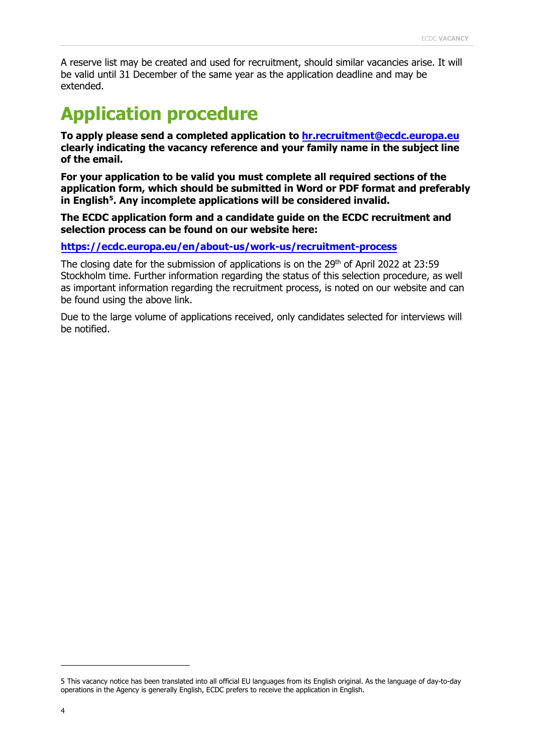A reserve list may be created and used for recruitment, should similar vacancies arise. It will be valid until 31 December of the same year as the application deadline and may be extended.

# Application procedure

**To apply please send a completed application to hr.recruitment@ecdc.europa.eu clearly indicating the vacancy reference and your family name in the subject line of the email.**

**For your application to be valid you must complete all required sections of the application form, which should be submitted in Word or PDF format and preferably in English[5]. Any incomplete applications will be considered invalid.**

**The ECDC application form and a candidate guide on the ECDC recruitment and selection process can be found on our website here:**

**https://ecdc.europa.eu/en/about-us/work-us/recruitment-process**

The closing date for the submission of applications is on the 29th of April 2022 at 23:59 Stockholm time. Further information regarding the status of this selection procedure, as well as important information regarding the recruitment process, is noted on our website and can be found using the above link.

Due to the large volume of applications received, only candidates selected for interviews will be notified.

---

5 This vacancy notice has been translated into all official EU languages from its English original. As the language of day-to-day operations in the Agency is generally English, ECDC prefers to receive the application in English.